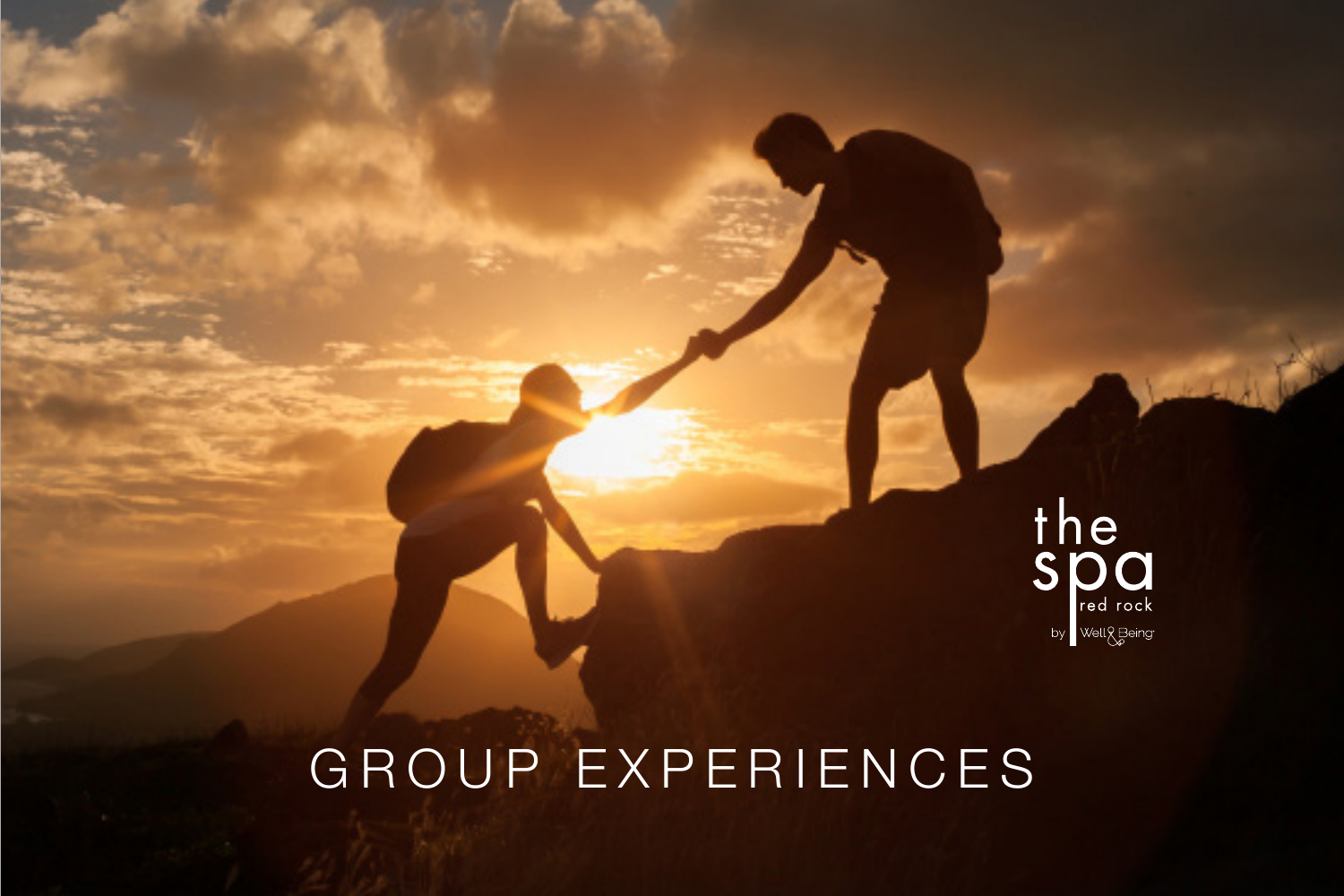the spa red rock by Well & Being

# GROUP EXPERIENCES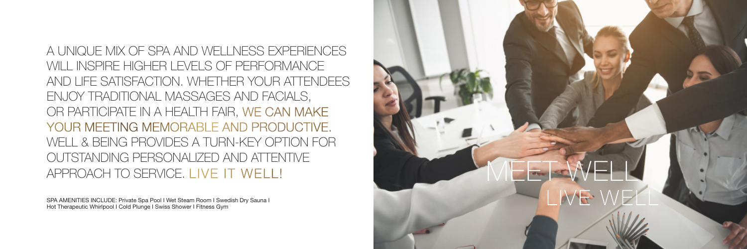A UNIQUE MIX OF SPA AND WELLNESS EXPERIENCES WILL INSPIRE HIGHER LEVELS OF PERFORMANCE AND LIFE SATISFACTION. WHETHER YOUR ATTENDEES ENJOY TRADITIONAL MASSAGES AND FACIALS, OR PARTICIPATE IN A HEALTH FAIR, WE CAN MAKE YOUR MEETING MEMORABLE AND PRODUCTIVE. WELL & BEING PROVIDES A TURN-KEY OPTION FOR OUTSTANDING PERSONALIZED AND ATTENTIVE APPROACH TO SERVICE. LIVE IT WELL!

SPA AMENITIES INCLUDE: Private Spa Pool I Wet Steam Room I Swedish Dry Sauna I Hot Therapeutic Whirlpool I Cold Plunge I Swiss Shower I Fitness Gym

MEET WELL
LIVE WELL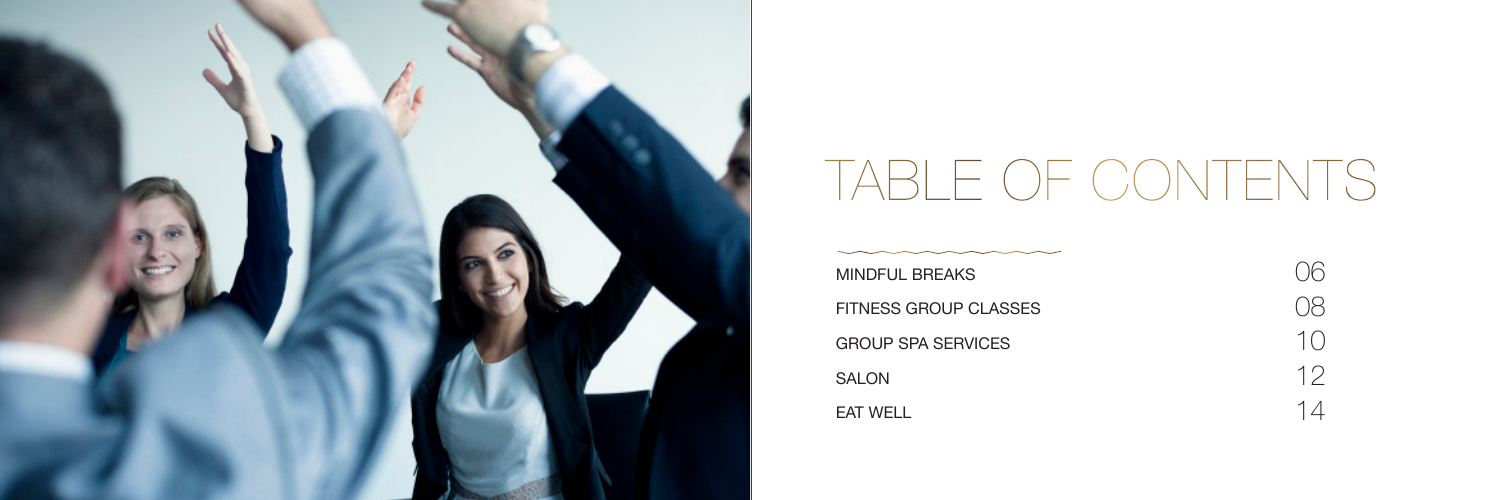# TABLE OF CONTENTS

| | |
|---|---|
| MINDFUL BREAKS | 06 |
| FITNESS GROUP CLASSES | 08 |
| GROUP SPA SERVICES | 10 |
| SALON | 12 |
| EAT WELL | 14 |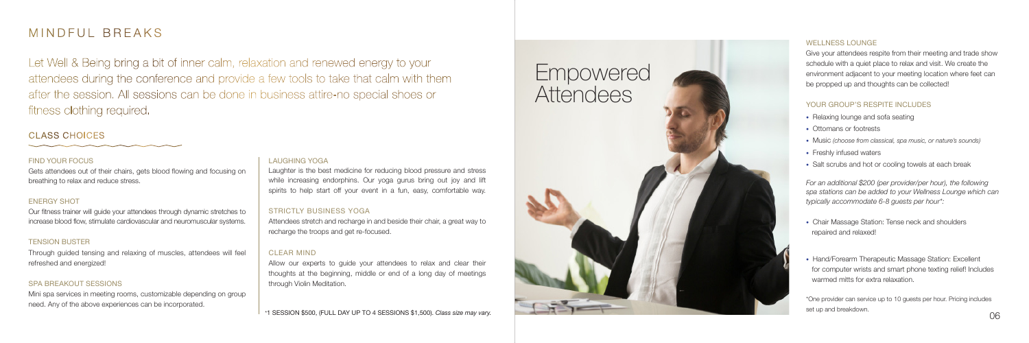# MINDFUL BREAKS

Let Well & Being bring a bit of inner calm, relaxation and renewed energy to your attendees during the conference and provide a few tools to take that calm with them after the session. All sessions can be done in business attire-no special shoes or fitness clothing required.

## CLASS CHOICES

### FIND YOUR FOCUS

Gets attendees out of their chairs, gets blood flowing and focusing on breathing to relax and reduce stress.

### ENERGY SHOT

Our fitness trainer will guide your attendees through dynamic stretches to increase blood flow, stimulate cardiovascular and neuromuscular systems.

### TENSION BUSTER

Through guided tensing and relaxing of muscles, attendees will feel refreshed and energized!

### SPA BREAKOUT SESSIONS

Mini spa services in meeting rooms, customizable depending on group need. Any of the above experiences can be incorporated.

### LAUGHING YOGA

Laughter is the best medicine for reducing blood pressure and stress while increasing endorphins. Our yoga gurus bring out joy and lift spirits to help start off your event in a fun, easy, comfortable way.

### STRICTLY BUSINESS YOGA

Attendees stretch and recharge in and beside their chair, a great way to recharge the troops and get re-focused.

### CLEAR MIND

Allow our experts to guide your attendees to relax and clear their thoughts at the beginning, middle or end of a long day of meetings through Violin Meditation.

*1 SESSION $500, (FULL DAY UP TO 4 SESSIONS $1,500). *Class size may vary.*

# Empowered Attendees

### WELLNESS LOUNGE

Give your attendees respite from their meeting and trade show schedule with a quiet place to relax and visit. We create the environment adjacent to your meeting location where feet can be propped up and thoughts can be collected!

### YOUR GROUP'S RESPITE INCLUDES

- Relaxing lounge and sofa seating
- Ottomans or footrests
- Music *(choose from classical, spa music, or nature's sounds)*
- Freshly infused waters
- Salt scrubs and hot or cooling towels at each break

*For an additional $200 (per provider/per hour), the following spa stations can be added to your Wellness Lounge which can typically accommodate 6-8 guests per hour*:*

- Chair Massage Station: Tense neck and shoulders repaired and relaxed!
- Hand/Forearm Therapeutic Massage Station: Excellent for computer wrists and smart phone texting relief! Includes warmed mitts for extra relaxation.

*One provider can service up to 10 guests per hour. Pricing includes set up and breakdown.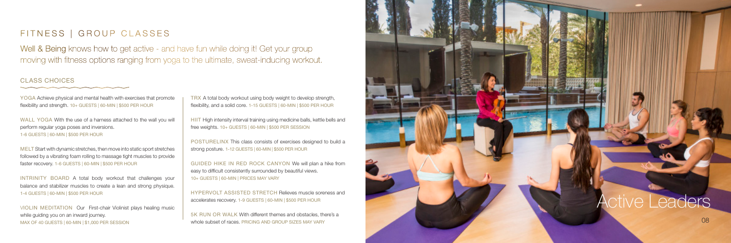# FITNESS | GROUP CLASSES

Well & Being knows how to get active - and have fun while doing it! Get your group moving with fitness options ranging from yoga to the ultimate, sweat-inducing workout.

## CLASS CHOICES

YOGA Achieve physical and mental health with exercises that promote flexibility and strength. 10+ GUESTS | 60-MIN | $500 PER HOUR

WALL YOGA With the use of a harness attached to the wall you will perform regular yoga poses and inversions. 1-6 GUESTS | 60-MIN | $500 PER HOUR

MELT Start with dynamic stretches, then move into static sport stretches followed by a vibrating foam rolling to massage tight muscles to provide faster recovery. 1-6 GUESTS | 60-MIN | $500 PER HOUR

INTRINITY BOARD A total body workout that challenges your balance and stabilizer muscles to create a lean and strong physique. 1-4 GUESTS | 60-MIN | $500 PER HOUR

VIOLIN MEDITATION Our First-chair Violinist plays healing music while guiding you on an inward journey. MAX OF 40 GUESTS | 60-MIN | $1,000 PER SESSION

TRX A total body workout using body weight to develop strength, flexibility, and a solid core. 1-15 GUESTS | 60-MIN | $500 PER HOUR

HIIT High intensity interval training using medicine balls, kettle bells and free weights. 10+ GUESTS | 60-MIN | $500 PER SESSION

POSTURELINX This class consists of exercises designed to build a strong posture. 1-12 GUESTS | 60-MIN | $500 PER HOUR

GUIDED HIKE IN RED ROCK CANYON We will plan a hike from easy to difficult consistently surrounded by beautiful views. 10+ GUESTS | 60-MIN | PRICES MAY VARY

HYPERVOLT ASSISTED STRETCH Relieves muscle soreness and accelerates recovery. 1-9 GUESTS | 60-MIN | $500 PER HOUR

5K RUN OR WALK With different themes and obstacles, there's a whole subset of races. PRICING AND GROUP SIZES MAY VARY

Active Leaders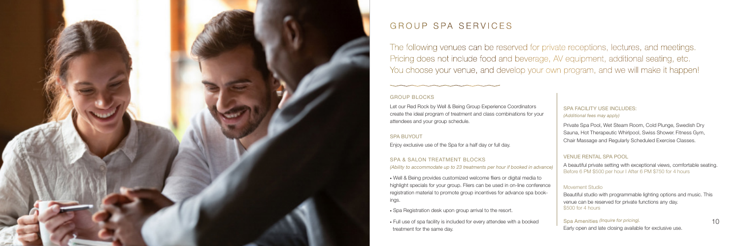# GROUP SPA SERVICES

The following venues can be reserved for private receptions, lectures, and meetings. Pricing does not include food and beverage, AV equipment, additional seating, etc. You choose your venue, and develop your own program, and we will make it happen!

## GROUP BLOCKS

Let our Red Rock by Well & Being Group Experience Coordinators create the ideal program of treatment and class combinations for your attendees and your group schedule.

## SPA BUYOUT

Enjoy exclusive use of the Spa for a half day or full day.

## SPA & SALON TREATMENT BLOCKS

*(Ability to accommodate up to 23 treatments per hour if booked in advance)*

- Well & Being provides customized welcome fliers or digital media to highlight specials for your group. Fliers can be used in on-line conference registration material to promote group incentives for advance spa bookings.
- Spa Registration desk upon group arrival to the resort.
- Full use of spa facility is included for every attendee with a booked treatment for the same day.

## SPA FACILITY USE INCLUDES:

*(Additional fees may apply)*

Private Spa Pool, Wet Steam Room, Cold Plunge, Swedish Dry Sauna, Hot Therapeutic Whirlpool, Swiss Shower. Fitness Gym, Chair Massage and Regularly Scheduled Exercise Classes.

## VENUE RENTAL SPA POOL

A beautiful private setting with exceptional views, comfortable seating.
Before 6 PM $500 per hour | After 6 PM $750 for 4 hours

## Movement Studio

Beautiful studio with programmable lighting options and music. This venue can be reserved for private functions any day.
$500 for 4 hours

## Spa Amenities *(Inquire for pricing).*

Early open and late closing available for exclusive use.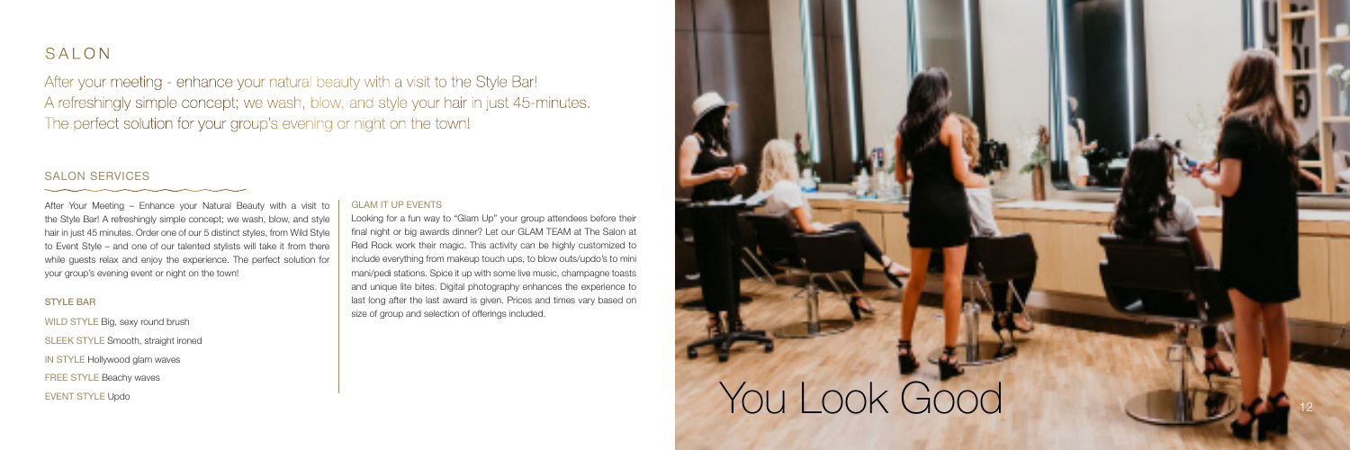# SALON

After your meeting - enhance your natural beauty with a visit to the Style Bar!
A refreshingly simple concept; we wash, blow, and style your hair in just 45-minutes.
The perfect solution for your group's evening or night on the town!

## SALON SERVICES

After Your Meeting – Enhance your Natural Beauty with a visit to the Style Bar! A refreshingly simple concept; we wash, blow, and style hair in just 45 minutes. Order one of our 5 distinct styles, from Wild Style to Event Style – and one of our talented stylists will take it from there while guests relax and enjoy the experience. The perfect solution for your group's evening event or night on the town!

### STYLE BAR

WILD STYLE Big, sexy round brush

SLEEK STYLE Smooth, straight ironed

IN STYLE Hollywood glam waves

FREE STYLE Beachy waves

EVENT STYLE Updo

### GLAM IT UP EVENTS

Looking for a fun way to "Glam Up" your group attendees before their final night or big awards dinner? Let our GLAM TEAM at The Salon at Red Rock work their magic. This activity can be highly customized to include everything from makeup touch ups, to blow outs/updo's to mini mani/pedi stations. Spice it up with some live music, champagne toasts and unique lite bites. Digital photography enhances the experience to last long after the last award is given. Prices and times vary based on size of group and selection of offerings included.

You Look Good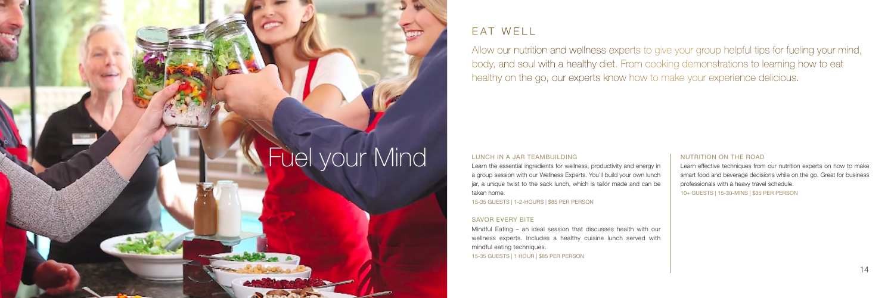# Fuel your Mind

## EAT WELL

Allow our nutrition and wellness experts to give your group helpful tips for fueling your mind, body, and soul with a healthy diet. From cooking demonstrations to learning how to eat healthy on the go, our experts know how to make your experience delicious.

### LUNCH IN A JAR TEAMBUILDING

Learn the essential ingredients for wellness, productivity and energy in a group session with our Wellness Experts. You'll build your own lunch jar, a unique twist to the sack lunch, which is tailor made and can be taken home.

15-35 GUESTS | 1-2-HOURS | $85 PER PERSON

### SAVOR EVERY BITE

Mindful Eating – an ideal session that discusses health with our wellness experts. Includes a healthy cuisine lunch served with mindful eating techniques.

15-35 GUESTS | 1 HOUR | $85 PER PERSON

### NUTRITION ON THE ROAD

Learn effective techniques from our nutrition experts on how to make smart food and beverage decisions while on the go. Great for business professionals with a heavy travel schedule.

10+ GUESTS | 15-30-MINS | $35 PER PERSON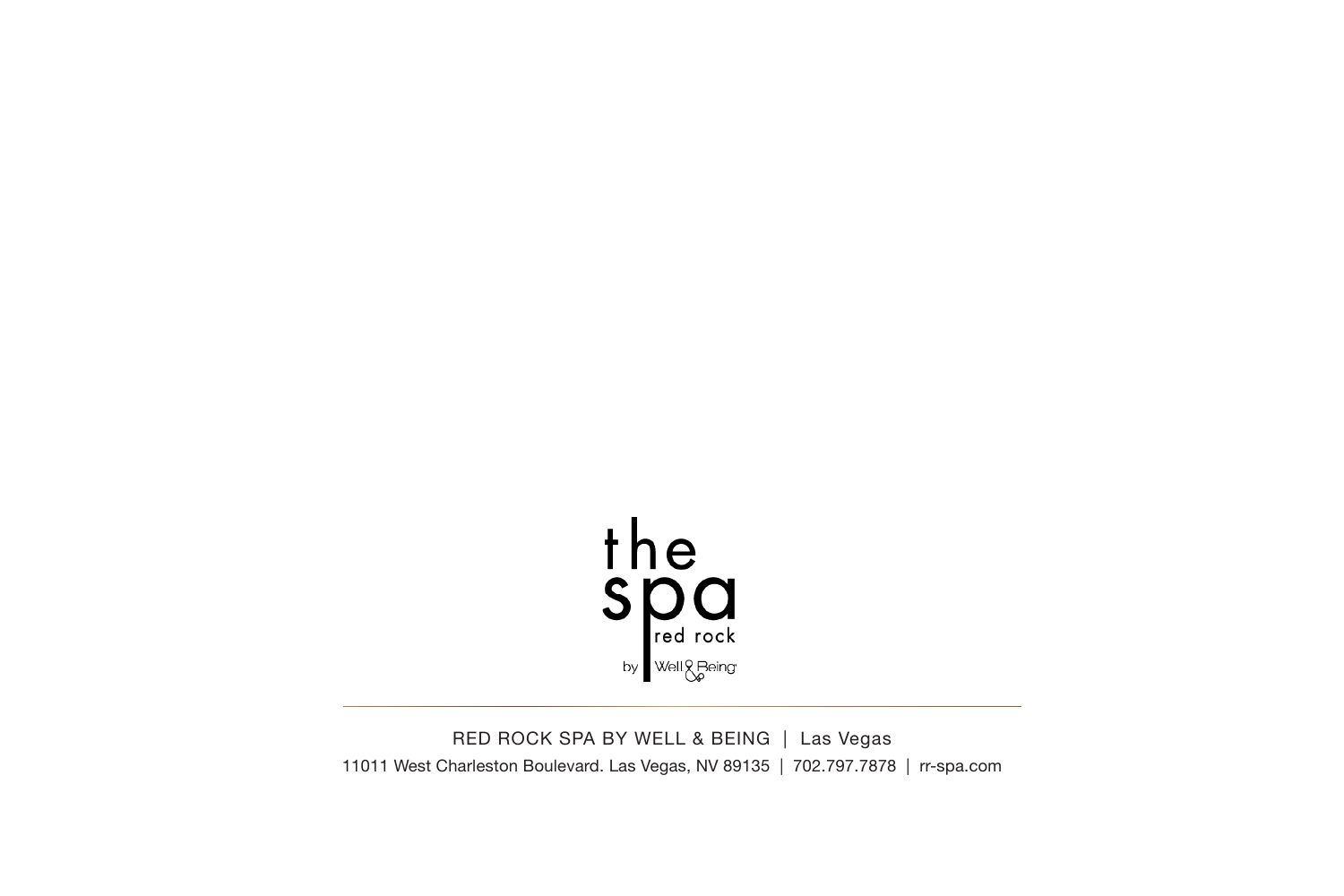the spa
red rock
by Well & Being

RED ROCK SPA BY WELL & BEING | Las Vegas

11011 West Charleston Boulevard. Las Vegas, NV 89135 | 702.797.7878 | rr-spa.com